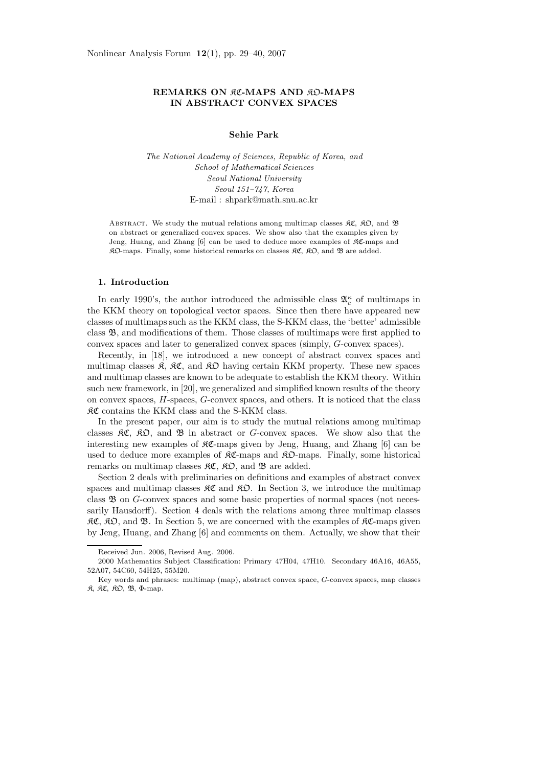# REMARKS ON $\mathfrak{KC}$-MAPS AND $\mathfrak{KO}$-MAPS IN ABSTRACT CONVEX SPACES

**Sehie Park**

*The National Academy of Sciences, Republic of Korea, and*
*School of Mathematical Sciences*
*Seoul National University*
*Seoul 151–747, Korea*
E-mail : shpark@math.snu.ac.kr

Abstract. We study the mutual relations among multimap classes $\mathfrak{KC}$, $\mathfrak{KO}$, and $\mathfrak{B}$ on abstract or generalized convex spaces. We show also that the examples given by Jeng, Huang, and Zhang [6] can be used to deduce more examples of $\mathfrak{KC}$-maps and $\mathfrak{KO}$-maps. Finally, some historical remarks on classes $\mathfrak{KC}$, $\mathfrak{KO}$, and $\mathfrak{B}$ are added.

## 1. Introduction

In early 1990's, the author introduced the admissible class $\mathfrak{A}_c^\kappa$ of multimaps in the KKM theory on topological vector spaces. Since then there have appeared new classes of multimaps such as the KKM class, the S-KKM class, the 'better' admissible class $\mathfrak{B}$, and modifications of them. Those classes of multimaps were first applied to convex spaces and later to generalized convex spaces (simply, $G$-convex spaces).

Recently, in [18], we introduced a new concept of abstract convex spaces and multimap classes $\mathfrak{K}$, $\mathfrak{KC}$, and $\mathfrak{KO}$ having certain KKM property. These new spaces and multimap classes are known to be adequate to establish the KKM theory. Within such new framework, in [20], we generalized and simplified known results of the theory on convex spaces, $H$-spaces, $G$-convex spaces, and others. It is noticed that the class $\mathfrak{KC}$ contains the KKM class and the S-KKM class.

In the present paper, our aim is to study the mutual relations among multimap classes $\mathfrak{KC}$, $\mathfrak{KO}$, and $\mathfrak{B}$ in abstract or $G$-convex spaces. We show also that the interesting new examples of $\mathfrak{KC}$-maps given by Jeng, Huang, and Zhang [6] can be used to deduce more examples of $\mathfrak{KC}$-maps and $\mathfrak{KO}$-maps. Finally, some historical remarks on multimap classes $\mathfrak{KC}$, $\mathfrak{KO}$, and $\mathfrak{B}$ are added.

Section 2 deals with preliminaries on definitions and examples of abstract convex spaces and multimap classes $\mathfrak{KC}$ and $\mathfrak{KO}$. In Section 3, we introduce the multimap class $\mathfrak{B}$ on $G$-convex spaces and some basic properties of normal spaces (not necessarily Hausdorff). Section 4 deals with the relations among three multimap classes $\mathfrak{KC}$, $\mathfrak{KO}$, and $\mathfrak{B}$. In Section 5, we are concerned with the examples of $\mathfrak{KC}$-maps given by Jeng, Huang, and Zhang [6] and comments on them. Actually, we show that their

Received Jun. 2006, Revised Aug. 2006.

2000 Mathematics Subject Classification: Primary 47H04, 47H10. Secondary 46A16, 46A55, 52A07, 54C60, 54H25, 55M20.

Key words and phrases: multimap (map), abstract convex space, $G$-convex spaces, map classes $\mathfrak{K}$, $\mathfrak{KC}$, $\mathfrak{KO}$, $\mathfrak{B}$, $\Phi$-map.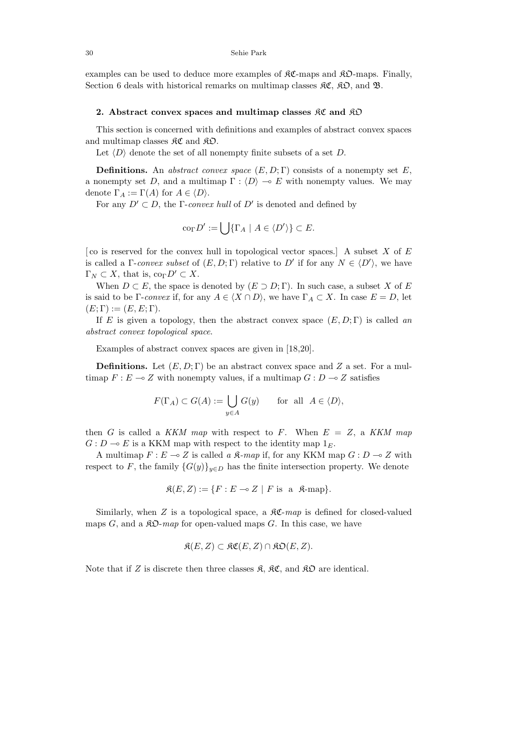examples can be used to deduce more examples of $\mathfrak{KC}$-maps and $\mathfrak{KO}$-maps. Finally, Section 6 deals with historical remarks on multimap classes $\mathfrak{KC}$, $\mathfrak{KO}$, and $\mathfrak{B}$.

## 2. Abstract convex spaces and multimap classes $\mathfrak{KC}$ and $\mathfrak{KO}$

This section is concerned with definitions and examples of abstract convex spaces and multimap classes $\mathfrak{KC}$ and $\mathfrak{KO}$.

Let $\langle D \rangle$ denote the set of all nonempty finite subsets of a set $D$.

**Definitions.** An *abstract convex space* $(E, D; \Gamma)$ consists of a nonempty set $E$, a nonempty set $D$, and a multimap $\Gamma : \langle D \rangle \multimap E$ with nonempty values. We may denote $\Gamma_A := \Gamma(A)$ for $A \in \langle D \rangle$.

For any $D' \subset D$, the $\Gamma$-*convex hull* of $D'$ is denoted and defined by

$$\mathrm{co}_\Gamma D' := \bigcup \{ \Gamma_A \mid A \in \langle D' \rangle \} \subset E.$$

[co is reserved for the convex hull in topological vector spaces.] A subset $X$ of $E$ is called a $\Gamma$-*convex subset* of $(E, D; \Gamma)$ relative to $D'$ if for any $N \in \langle D' \rangle$, we have $\Gamma_N \subset X$, that is, $\mathrm{co}_\Gamma D' \subset X$.

When $D \subset E$, the space is denoted by $(E \supset D; \Gamma)$. In such case, a subset $X$ of $E$ is said to be $\Gamma$-*convex* if, for any $A \in \langle X \cap D \rangle$, we have $\Gamma_A \subset X$. In case $E = D$, let $(E; \Gamma) := (E, E; \Gamma)$.

If $E$ is given a topology, then the abstract convex space $(E, D; \Gamma)$ is called *an abstract convex topological space*.

Examples of abstract convex spaces are given in [18,20].

**Definitions.** Let $(E, D; \Gamma)$ be an abstract convex space and $Z$ a set. For a multimap $F : E \multimap Z$ with nonempty values, if a multimap $G : D \multimap Z$ satisfies

$$F(\Gamma_A) \subset G(A) := \bigcup_{y \in A} G(y) \qquad \text{for all} \ \ A \in \langle D \rangle,$$

then $G$ is called a *KKM map* with respect to $F$. When $E = Z$, a *KKM map* $G : D \multimap E$ is a KKM map with respect to the identity map $1_E$.

A multimap $F : E \multimap Z$ is called *a* $\mathfrak{K}$*-map* if, for any KKM map $G : D \multimap Z$ with respect to $F$, the family $\{G(y)\}_{y \in D}$ has the finite intersection property. We denote

$$\mathfrak{K}(E, Z) := \{ F : E \multimap Z \mid F \text{ is a } \mathfrak{K}\text{-map} \}.$$

Similarly, when $Z$ is a topological space, a $\mathfrak{KC}$*-map* is defined for closed-valued maps $G$, and a $\mathfrak{KO}$*-map* for open-valued maps $G$. In this case, we have

$$\mathfrak{K}(E, Z) \subset \mathfrak{KC}(E, Z) \cap \mathfrak{KO}(E, Z).$$

Note that if $Z$ is discrete then three classes $\mathfrak{K}$, $\mathfrak{KC}$, and $\mathfrak{KO}$ are identical.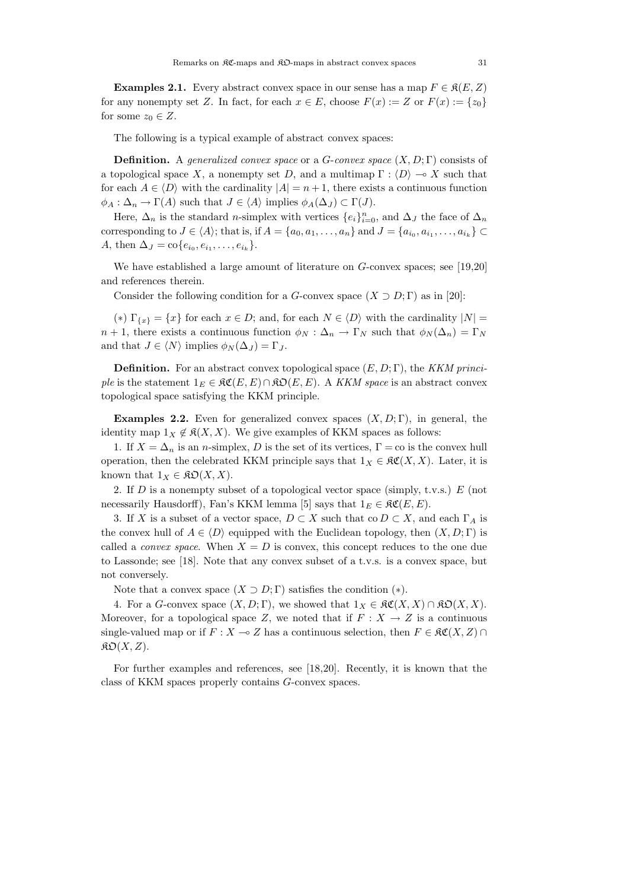**Examples 2.1.** Every abstract convex space in our sense has a map $F \in \mathfrak{K}(E, Z)$ for any nonempty set $Z$. In fact, for each $x \in E$, choose $F(x) := Z$ or $F(x) := \{z_0\}$ for some $z_0 \in Z$.

The following is a typical example of abstract convex spaces:

**Definition.** A *generalized convex space* or a *G-convex space* $(X, D; \Gamma)$ consists of a topological space $X$, a nonempty set $D$, and a multimap $\Gamma : \langle D \rangle \multimap X$ such that for each $A \in \langle D \rangle$ with the cardinality $|A| = n + 1$, there exists a continuous function $\phi_A : \Delta_n \to \Gamma(A)$ such that $J \in \langle A \rangle$ implies $\phi_A(\Delta_J) \subset \Gamma(J)$.

Here, $\Delta_n$ is the standard $n$-simplex with vertices $\{e_i\}_{i=0}^n$, and $\Delta_J$ the face of $\Delta_n$ corresponding to $J \in \langle A \rangle$; that is, if $A = \{a_0, a_1, \ldots, a_n\}$ and $J = \{a_{i_0}, a_{i_1}, \ldots, a_{i_k}\} \subset A$, then $\Delta_J = \mathrm{co}\{e_{i_0}, e_{i_1}, \ldots, e_{i_k}\}$.

We have established a large amount of literature on $G$-convex spaces; see [19,20] and references therein.

Consider the following condition for a $G$-convex space $(X \supset D; \Gamma)$ as in [20]:

($*$) $\Gamma_{\{x\}} = \{x\}$ for each $x \in D$; and, for each $N \in \langle D \rangle$ with the cardinality $|N| = n + 1$, there exists a continuous function $\phi_N : \Delta_n \to \Gamma_N$ such that $\phi_N(\Delta_n) = \Gamma_N$ and that $J \in \langle N \rangle$ implies $\phi_N(\Delta_J) = \Gamma_J$.

**Definition.** For an abstract convex topological space $(E, D; \Gamma)$, the *KKM principle* is the statement $1_E \in \mathfrak{KC}(E, E) \cap \mathfrak{KO}(E, E)$. A *KKM space* is an abstract convex topological space satisfying the KKM principle.

**Examples 2.2.** Even for generalized convex spaces $(X, D; \Gamma)$, in general, the identity map $1_X \notin \mathfrak{K}(X, X)$. We give examples of KKM spaces as follows:

1. If $X = \Delta_n$ is an $n$-simplex, $D$ is the set of its vertices, $\Gamma = \mathrm{co}$ is the convex hull operation, then the celebrated KKM principle says that $1_X \in \mathfrak{KC}(X, X)$. Later, it is known that $1_X \in \mathfrak{KO}(X, X)$.

2. If $D$ is a nonempty subset of a topological vector space (simply, t.v.s.) $E$ (not necessarily Hausdorff), Fan's KKM lemma [5] says that $1_E \in \mathfrak{KC}(E, E)$.

3. If $X$ is a subset of a vector space, $D \subset X$ such that $\mathrm{co}\, D \subset X$, and each $\Gamma_A$ is the convex hull of $A \in \langle D \rangle$ equipped with the Euclidean topology, then $(X, D; \Gamma)$ is called a *convex space*. When $X = D$ is convex, this concept reduces to the one due to Lassonde; see [18]. Note that any convex subset of a t.v.s. is a convex space, but not conversely.

Note that a convex space $(X \supset D; \Gamma)$ satisfies the condition ($*$).

4. For a $G$-convex space $(X, D; \Gamma)$, we showed that $1_X \in \mathfrak{KC}(X, X) \cap \mathfrak{KO}(X, X)$. Moreover, for a topological space $Z$, we noted that if $F : X \to Z$ is a continuous single-valued map or if $F : X \multimap Z$ has a continuous selection, then $F \in \mathfrak{KC}(X, Z) \cap \mathfrak{KO}(X, Z)$.

For further examples and references, see [18,20]. Recently, it is known that the class of KKM spaces properly contains $G$-convex spaces.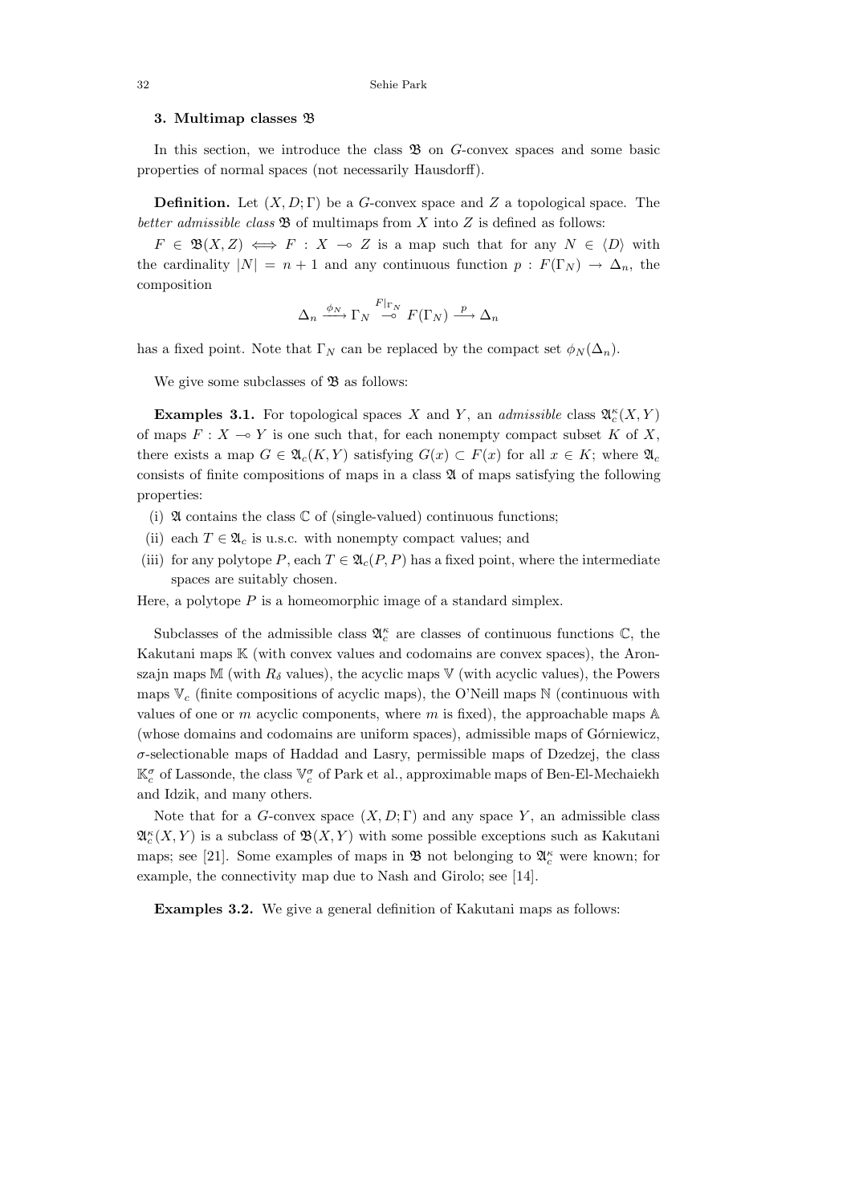### 3. Multimap classes $\mathfrak{B}$

In this section, we introduce the class $\mathfrak{B}$ on $G$-convex spaces and some basic properties of normal spaces (not necessarily Hausdorff).

**Definition.** Let $(X, D; \Gamma)$ be a $G$-convex space and $Z$ a topological space. The *better admissible class* $\mathfrak{B}$ of multimaps from $X$ into $Z$ is defined as follows:

$F \in \mathfrak{B}(X, Z) \iff F : X \multimap Z$ is a map such that for any $N \in \langle D \rangle$ with the cardinality $|N| = n + 1$ and any continuous function $p : F(\Gamma_N) \to \Delta_n$, the composition

$$\Delta_n \xrightarrow{\phi_N} \Gamma_N \overset{F|_{\Gamma_N}}{\multimap} F(\Gamma_N) \xrightarrow{p} \Delta_n$$

has a fixed point. Note that $\Gamma_N$ can be replaced by the compact set $\phi_N(\Delta_n)$.

We give some subclasses of $\mathfrak{B}$ as follows:

**Examples 3.1.** For topological spaces $X$ and $Y$, an *admissible* class $\mathfrak{A}_c^\kappa(X, Y)$ of maps $F : X \multimap Y$ is one such that, for each nonempty compact subset $K$ of $X$, there exists a map $G \in \mathfrak{A}_c(K, Y)$ satisfying $G(x) \subset F(x)$ for all $x \in K$; where $\mathfrak{A}_c$ consists of finite compositions of maps in a class $\mathfrak{A}$ of maps satisfying the following properties:

(i) $\mathfrak{A}$ contains the class $\mathbb{C}$ of (single-valued) continuous functions;

(ii) each $T \in \mathfrak{A}_c$ is u.s.c. with nonempty compact values; and

(iii) for any polytope $P$, each $T \in \mathfrak{A}_c(P, P)$ has a fixed point, where the intermediate spaces are suitably chosen.

Here, a polytope $P$ is a homeomorphic image of a standard simplex.

Subclasses of the admissible class $\mathfrak{A}_c^\kappa$ are classes of continuous functions $\mathbb{C}$, the Kakutani maps $\mathbb{K}$ (with convex values and codomains are convex spaces), the Aronszajn maps $\mathbb{M}$ (with $R_\delta$ values), the acyclic maps $\mathbb{V}$ (with acyclic values), the Powers maps $\mathbb{V}_c$ (finite compositions of acyclic maps), the O'Neill maps $\mathbb{N}$ (continuous with values of one or $m$ acyclic components, where $m$ is fixed), the approachable maps $\mathbb{A}$ (whose domains and codomains are uniform spaces), admissible maps of Górniewicz, $\sigma$-selectionable maps of Haddad and Lasry, permissible maps of Dzedzej, the class $\mathbb{K}_c^\sigma$ of Lassonde, the class $\mathbb{V}_c^\sigma$ of Park et al., approximable maps of Ben-El-Mechaiekh and Idzik, and many others.

Note that for a $G$-convex space $(X, D; \Gamma)$ and any space $Y$, an admissible class $\mathfrak{A}_c^\kappa(X, Y)$ is a subclass of $\mathfrak{B}(X, Y)$ with some possible exceptions such as Kakutani maps; see [21]. Some examples of maps in $\mathfrak{B}$ not belonging to $\mathfrak{A}_c^\kappa$ were known; for example, the connectivity map due to Nash and Girolo; see [14].

**Examples 3.2.** We give a general definition of Kakutani maps as follows: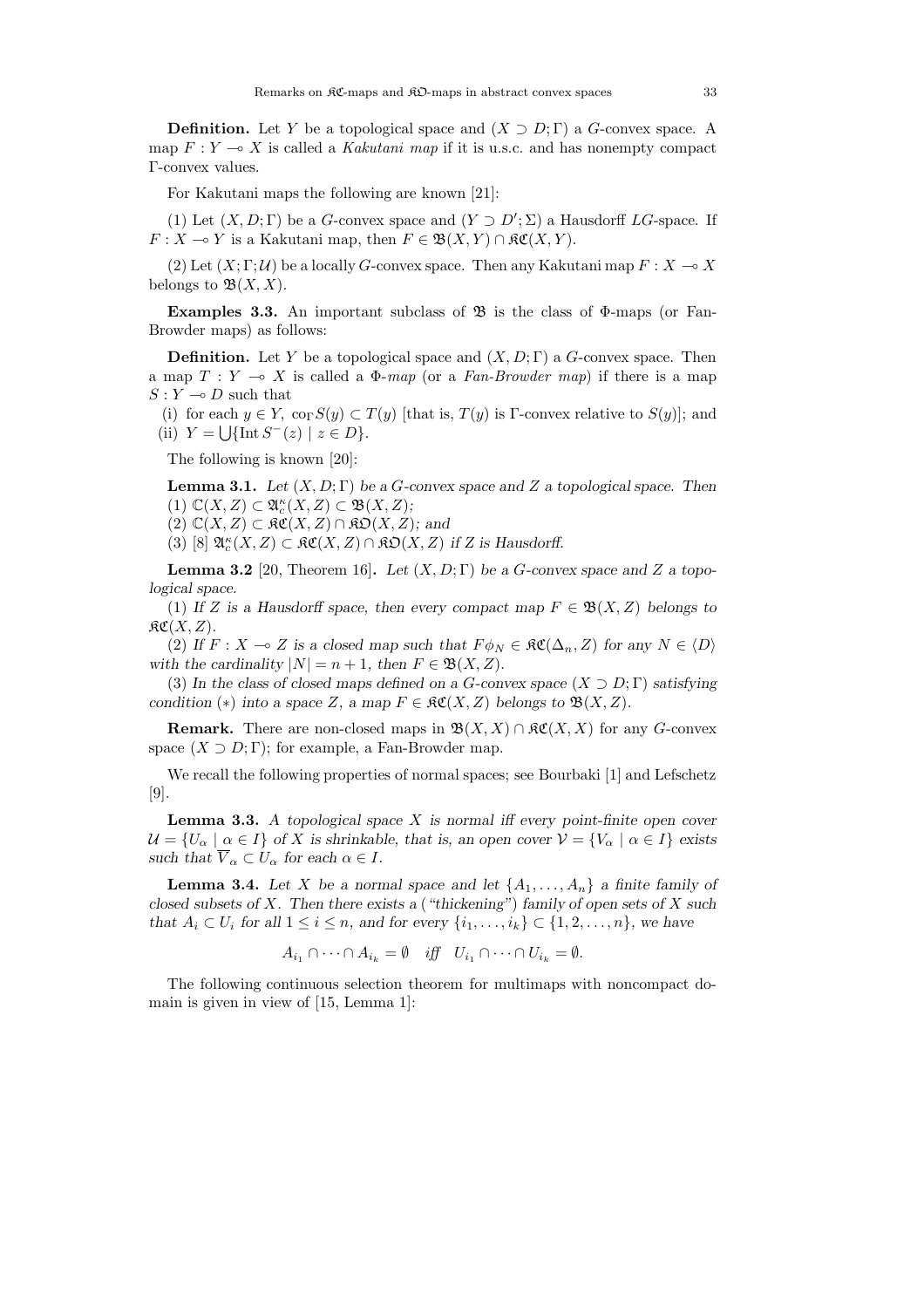**Definition.** Let $Y$ be a topological space and $(X \supset D; \Gamma)$ a $G$-convex space. A map $F : Y \multimap X$ is called a *Kakutani map* if it is u.s.c. and has nonempty compact $\Gamma$-convex values.

For Kakutani maps the following are known [21]:

(1) Let $(X, D; \Gamma)$ be a $G$-convex space and $(Y \supset D'; \Sigma)$ a Hausdorff $LG$-space. If $F : X \multimap Y$ is a Kakutani map, then $F \in \mathfrak{B}(X, Y) \cap \mathfrak{KC}(X, Y)$.

(2) Let $(X; \Gamma; \mathcal{U})$ be a locally $G$-convex space. Then any Kakutani map $F : X \multimap X$ belongs to $\mathfrak{B}(X, X)$.

**Examples 3.3.** An important subclass of $\mathfrak{B}$ is the class of $\Phi$-maps (or Fan-Browder maps) as follows:

**Definition.** Let $Y$ be a topological space and $(X, D; \Gamma)$ a $G$-convex space. Then a map $T : Y \multimap X$ is called a *$\Phi$-map* (or a *Fan-Browder map*) if there is a map $S : Y \multimap D$ such that

(i) for each $y \in Y$, $\mathrm{co}_\Gamma S(y) \subset T(y)$ [that is, $T(y)$ is $\Gamma$-convex relative to $S(y)$]; and
(ii) $Y = \bigcup \{\mathrm{Int}\, S^-(z) \mid z \in D\}$.

The following is known [20]:

**Lemma 3.1.** *Let $(X, D; \Gamma)$ be a $G$-convex space and $Z$ a topological space. Then*
(1) $\mathbb{C}(X, Z) \subset \mathfrak{A}_c^\kappa(X, Z) \subset \mathfrak{B}(X, Z)$;
(2) $\mathbb{C}(X, Z) \subset \mathfrak{KC}(X, Z) \cap \mathfrak{KO}(X, Z)$; *and*
(3) [8] $\mathfrak{A}_c^\kappa(X, Z) \subset \mathfrak{KC}(X, Z) \cap \mathfrak{KO}(X, Z)$ *if $Z$ is Hausdorff.*

**Lemma 3.2** [20, Theorem 16]**.** *Let $(X, D; \Gamma)$ be a $G$-convex space and $Z$ a topological space.*

(1) *If $Z$ is a Hausdorff space, then every compact map $F \in \mathfrak{B}(X, Z)$ belongs to $\mathfrak{KC}(X, Z)$.*

(2) *If $F : X \multimap Z$ is a closed map such that $F\phi_N \in \mathfrak{KC}(\Delta_n, Z)$ for any $N \in \langle D \rangle$ with the cardinality $|N| = n + 1$, then $F \in \mathfrak{B}(X, Z)$.*

(3) *In the class of closed maps defined on a $G$-convex space $(X \supset D; \Gamma)$ satisfying condition $(*)$ into a space $Z$, a map $F \in \mathfrak{KC}(X, Z)$ belongs to $\mathfrak{B}(X, Z)$.*

**Remark.** There are non-closed maps in $\mathfrak{B}(X, X) \cap \mathfrak{KC}(X, X)$ for any $G$-convex space $(X \supset D; \Gamma)$; for example, a Fan-Browder map.

We recall the following properties of normal spaces; see Bourbaki [1] and Lefschetz [9].

**Lemma 3.3.** *A topological space $X$ is normal iff every point-finite open cover $\mathcal{U} = \{U_\alpha \mid \alpha \in I\}$ of $X$ is shrinkable, that is, an open cover $\mathcal{V} = \{V_\alpha \mid \alpha \in I\}$ exists such that $\overline{V}_\alpha \subset U_\alpha$ for each $\alpha \in I$.*

**Lemma 3.4.** *Let $X$ be a normal space and let $\{A_1, \ldots, A_n\}$ a finite family of closed subsets of $X$. Then there exists a ("thickening") family of open sets of $X$ such that $A_i \subset U_i$ for all $1 \leq i \leq n$, and for every $\{i_1, \ldots, i_k\} \subset \{1, 2, \ldots, n\}$, we have*

$$A_{i_1} \cap \cdots \cap A_{i_k} = \emptyset \quad \textit{iff} \quad U_{i_1} \cap \cdots \cap U_{i_k} = \emptyset.$$

The following continuous selection theorem for multimaps with noncompact domain is given in view of [15, Lemma 1]: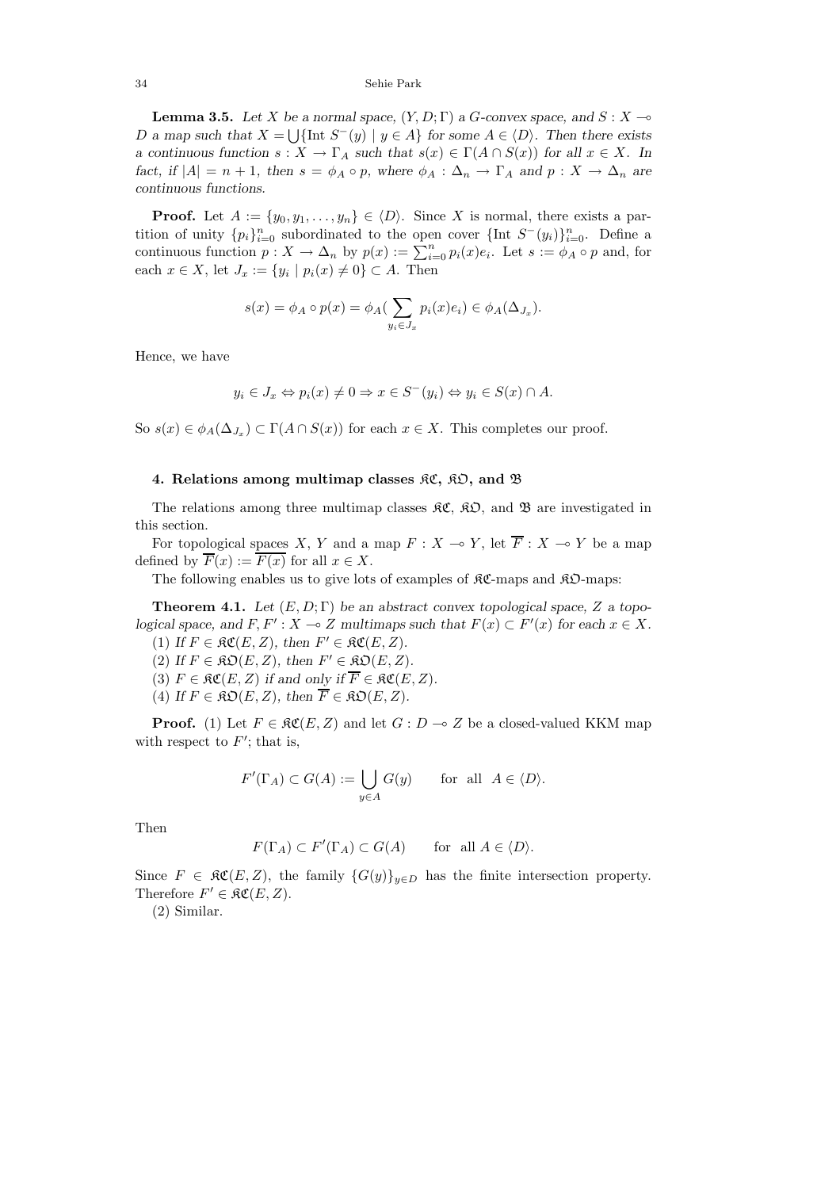**Lemma 3.5.** *Let $X$ be a normal space, $(Y, D; \Gamma)$ a G-convex space, and $S : X \multimap D$ a map such that $X = \bigcup\{\text{Int } S^-(y) \mid y \in A\}$ for some $A \in \langle D \rangle$. Then there exists a continuous function $s : X \to \Gamma_A$ such that $s(x) \in \Gamma(A \cap S(x))$ for all $x \in X$. In fact, if $|A| = n+1$, then $s = \phi_A \circ p$, where $\phi_A : \Delta_n \to \Gamma_A$ and $p : X \to \Delta_n$ are continuous functions.*

**Proof.** Let $A := \{y_0, y_1, \ldots, y_n\} \in \langle D \rangle$. Since $X$ is normal, there exists a partition of unity $\{p_i\}_{i=0}^n$ subordinated to the open cover $\{\text{Int } S^-(y_i)\}_{i=0}^n$. Define a continuous function $p : X \to \Delta_n$ by $p(x) := \sum_{i=0}^n p_i(x)e_i$. Let $s := \phi_A \circ p$ and, for each $x \in X$, let $J_x := \{y_i \mid p_i(x) \neq 0\} \subset A$. Then

$$s(x) = \phi_A \circ p(x) = \phi_A(\sum_{y_i \in J_x} p_i(x)e_i) \in \phi_A(\Delta_{J_x}).$$

Hence, we have

$$y_i \in J_x \Leftrightarrow p_i(x) \neq 0 \Rightarrow x \in S^-(y_i) \Leftrightarrow y_i \in S(x) \cap A.$$

So $s(x) \in \phi_A(\Delta_{J_x}) \subset \Gamma(A \cap S(x))$ for each $x \in X$. This completes our proof.

## 4. Relations among multimap classes $\mathfrak{KC}$, $\mathfrak{KO}$, and $\mathfrak{B}$

The relations among three multimap classes $\mathfrak{KC}$, $\mathfrak{KO}$, and $\mathfrak{B}$ are investigated in this section.

For topological spaces $X$, $Y$ and a map $F : X \multimap Y$, let $\overline{F} : X \multimap Y$ be a map defined by $\overline{F}(x) := \overline{F(x)}$ for all $x \in X$.

The following enables us to give lots of examples of $\mathfrak{KC}$-maps and $\mathfrak{KO}$-maps:

**Theorem 4.1.** *Let $(E, D; \Gamma)$ be an abstract convex topological space, $Z$ a topological space, and $F, F' : X \multimap Z$ multimaps such that $F(x) \subset F'(x)$ for each $x \in X$.*

(1) *If $F \in \mathfrak{KC}(E, Z)$, then $F' \in \mathfrak{KC}(E, Z)$.*
(2) *If $F \in \mathfrak{KO}(E, Z)$, then $F' \in \mathfrak{KO}(E, Z)$.*
(3) *$F \in \mathfrak{KC}(E, Z)$ if and only if $\overline{F} \in \mathfrak{KC}(E, Z)$.*
(4) *If $F \in \mathfrak{KO}(E, Z)$, then $\overline{F} \in \mathfrak{KO}(E, Z)$.*

**Proof.** (1) Let $F \in \mathfrak{KC}(E, Z)$ and let $G : D \multimap Z$ be a closed-valued KKM map with respect to $F'$; that is,

$$F'(\Gamma_A) \subset G(A) := \bigcup_{y \in A} G(y) \qquad \text{for all } A \in \langle D \rangle.$$

Then

$$F(\Gamma_A) \subset F'(\Gamma_A) \subset G(A) \qquad \text{for all } A \in \langle D \rangle.$$

Since $F \in \mathfrak{KC}(E, Z)$, the family $\{G(y)\}_{y \in D}$ has the finite intersection property. Therefore $F' \in \mathfrak{KC}(E, Z)$.

(2) Similar.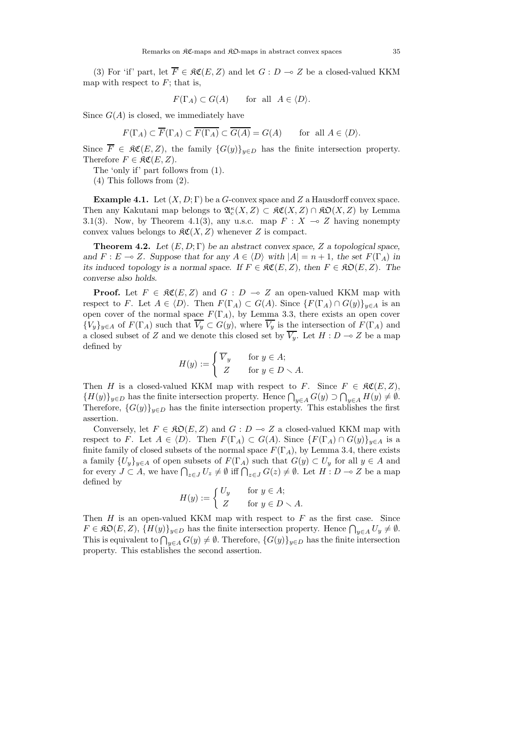(3) For 'if' part, let $\overline{F} \in \mathfrak{KC}(E, Z)$ and let $G : D \multimap Z$ be a closed-valued KKM map with respect to $F$; that is,

$$F(\Gamma_A) \subset G(A) \qquad \text{for all } A \in \langle D \rangle.$$

Since $G(A)$ is closed, we immediately have

$$F(\Gamma_A) \subset \overline{F}(\Gamma_A) \subset \overline{F(\Gamma_A)} \subset \overline{G(A)} = G(A) \qquad \text{for all } A \in \langle D \rangle.$$

Since $\overline{F} \in \mathfrak{KC}(E, Z)$, the family $\{G(y)\}_{y \in D}$ has the finite intersection property. Therefore $F \in \mathfrak{KC}(E, Z)$.

The 'only if' part follows from (1).

(4) This follows from (2).

**Example 4.1.** Let $(X, D; \Gamma)$ be a $G$-convex space and $Z$ a Hausdorff convex space. Then any Kakutani map belongs to $\mathfrak{A}_c^\kappa(X, Z) \subset \mathfrak{KC}(X, Z) \cap \mathfrak{KO}(X, Z)$ by Lemma 3.1(3). Now, by Theorem 4.1(3), any u.s.c. map $F : X \multimap Z$ having nonempty convex values belongs to $\mathfrak{KC}(X, Z)$ whenever $Z$ is compact.

**Theorem 4.2.** *Let $(E, D; \Gamma)$ be an abstract convex space, $Z$ a topological space, and $F : E \multimap Z$. Suppose that for any $A \in \langle D \rangle$ with $|A| = n + 1$, the set $F(\Gamma_A)$ in its induced topology is a normal space. If $F \in \mathfrak{KC}(E, Z)$, then $F \in \mathfrak{KO}(E, Z)$. The converse also holds.*

**Proof.** Let $F \in \mathfrak{KC}(E, Z)$ and $G : D \multimap Z$ an open-valued KKM map with respect to $F$. Let $A \in \langle D \rangle$. Then $F(\Gamma_A) \subset G(A)$. Since $\{F(\Gamma_A) \cap G(y)\}_{y \in A}$ is an open cover of the normal space $F(\Gamma_A)$, by Lemma 3.3, there exists an open cover $\{V_y\}_{y \in A}$ of $F(\Gamma_A)$ such that $\overline{V_y} \subset G(y)$, where $\overline{V_y}$ is the intersection of $F(\Gamma_A)$ and a closed subset of $Z$ and we denote this closed set by $\overline{V}_y$. Let $H : D \multimap Z$ be a map defined by

$$H(y) := \begin{cases} \overline{V}_y & \text{for } y \in A; \\ Z & \text{for } y \in D \setminus A. \end{cases}$$

Then $H$ is a closed-valued KKM map with respect to $F$. Since $F \in \mathfrak{KC}(E, Z)$, $\{H(y)\}_{y \in D}$ has the finite intersection property. Hence $\bigcap_{y \in A} G(y) \supset \bigcap_{y \in A} H(y) \neq \emptyset$. Therefore, $\{G(y)\}_{y \in D}$ has the finite intersection property. This establishes the first assertion.

Conversely, let $F \in \mathfrak{KO}(E, Z)$ and $G : D \multimap Z$ a closed-valued KKM map with respect to $F$. Let $A \in \langle D \rangle$. Then $F(\Gamma_A) \subset G(A)$. Since $\{F(\Gamma_A) \cap G(y)\}_{y \in A}$ is a finite family of closed subsets of the normal space $F(\Gamma_A)$, by Lemma 3.4, there exists a family $\{U_y\}_{y \in A}$ of open subsets of $F(\Gamma_A)$ such that $G(y) \subset U_y$ for all $y \in A$ and for every $J \subset A$, we have $\bigcap_{z \in J} U_z \neq \emptyset$ iff $\bigcap_{z \in J} G(z) \neq \emptyset$. Let $H : D \multimap Z$ be a map defined by

$$H(y) := \begin{cases} U_y & \text{for } y \in A; \\ Z & \text{for } y \in D \setminus A. \end{cases}$$

Then $H$ is an open-valued KKM map with respect to $F$ as the first case. Since $F \in \mathfrak{KO}(E, Z)$, $\{H(y)\}_{y \in D}$ has the finite intersection property. Hence $\bigcap_{y \in A} U_y \neq \emptyset$. This is equivalent to $\bigcap_{y \in A} G(y) \neq \emptyset$. Therefore, $\{G(y)\}_{y \in D}$ has the finite intersection property. This establishes the second assertion.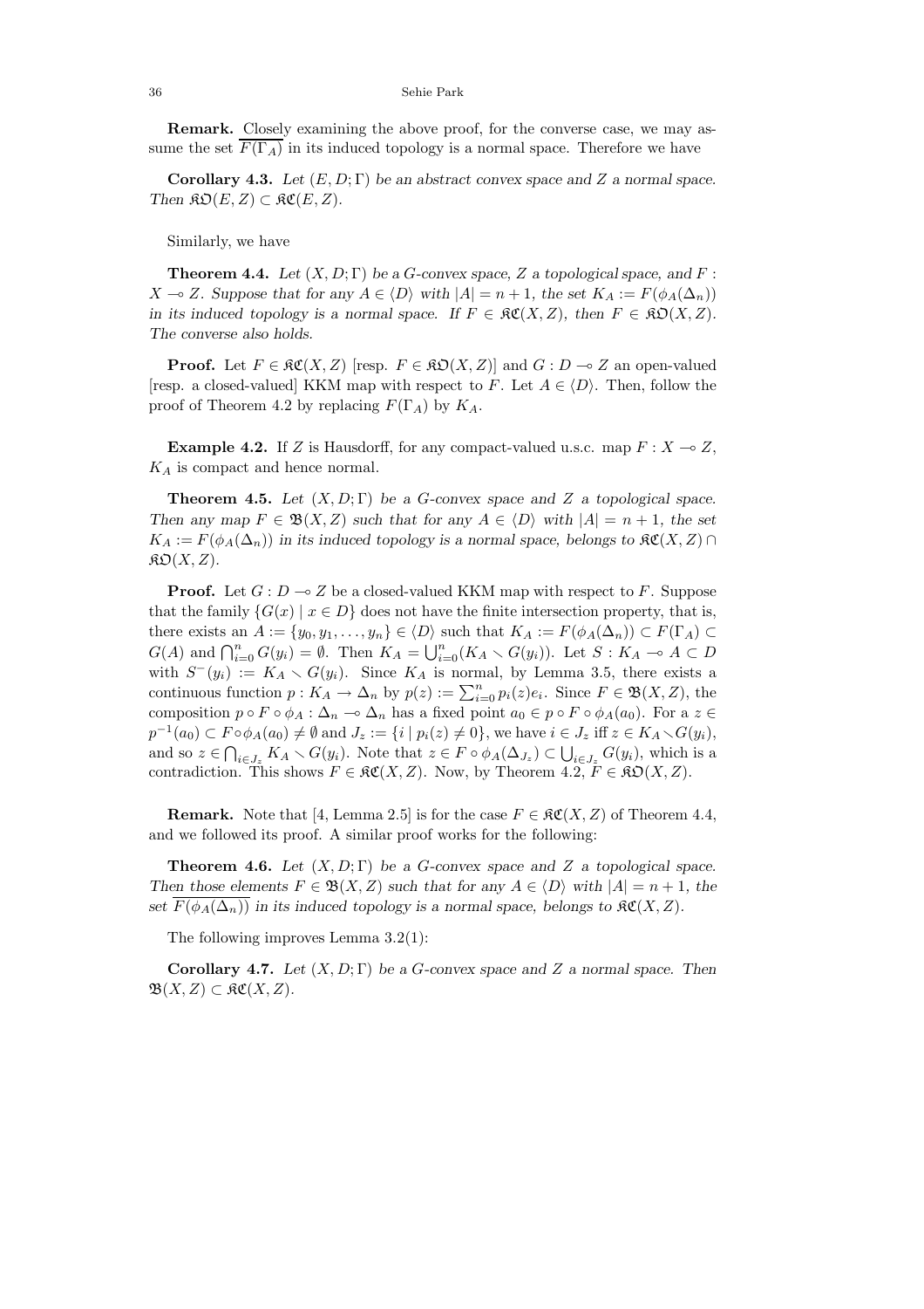**Remark.** Closely examining the above proof, for the converse case, we may assume the set $\overline{F(\Gamma_A)}$ in its induced topology is a normal space. Therefore we have

**Corollary 4.3.** *Let $(E, D; \Gamma)$ be an abstract convex space and $Z$ a normal space. Then $\mathfrak{KO}(E, Z) \subset \mathfrak{KC}(E, Z)$.*

Similarly, we have

**Theorem 4.4.** *Let $(X, D; \Gamma)$ be a G-convex space, $Z$ a topological space, and $F : X \multimap Z$. Suppose that for any $A \in \langle D \rangle$ with $|A| = n + 1$, the set $K_A := F(\phi_A(\Delta_n))$ in its induced topology is a normal space. If $F \in \mathfrak{KC}(X, Z)$, then $F \in \mathfrak{KO}(X, Z)$. The converse also holds.*

**Proof.** Let $F \in \mathfrak{KC}(X, Z)$ [resp. $F \in \mathfrak{KO}(X, Z)$] and $G : D \multimap Z$ an open-valued [resp. a closed-valued] KKM map with respect to $F$. Let $A \in \langle D \rangle$. Then, follow the proof of Theorem 4.2 by replacing $F(\Gamma_A)$ by $K_A$.

**Example 4.2.** If $Z$ is Hausdorff, for any compact-valued u.s.c. map $F : X \multimap Z$, $K_A$ is compact and hence normal.

**Theorem 4.5.** *Let $(X, D; \Gamma)$ be a G-convex space and $Z$ a topological space. Then any map $F \in \mathfrak{B}(X, Z)$ such that for any $A \in \langle D \rangle$ with $|A| = n + 1$, the set $K_A := F(\phi_A(\Delta_n))$ in its induced topology is a normal space, belongs to $\mathfrak{KC}(X, Z) \cap \mathfrak{KO}(X, Z)$.*

**Proof.** Let $G : D \multimap Z$ be a closed-valued KKM map with respect to $F$. Suppose that the family $\{G(x) \mid x \in D\}$ does not have the finite intersection property, that is, there exists an $A := \{y_0, y_1, \dots, y_n\} \in \langle D \rangle$ such that $K_A := F(\phi_A(\Delta_n)) \subset F(\Gamma_A) \subset G(A)$ and $\bigcap_{i=0}^{n} G(y_i) = \emptyset$. Then $K_A = \bigcup_{i=0}^{n}(K_A \setminus G(y_i))$. Let $S : K_A \multimap A \subset D$ with $S^{-}(y_i) := K_A \setminus G(y_i)$. Since $K_A$ is normal, by Lemma 3.5, there exists a continuous function $p : K_A \to \Delta_n$ by $p(z) := \sum_{i=0}^{n} p_i(z)e_i$. Since $F \in \mathfrak{B}(X, Z)$, the composition $p \circ F \circ \phi_A : \Delta_n \multimap \Delta_n$ has a fixed point $a_0 \in p \circ F \circ \phi_A(a_0)$. For a $z \in p^{-1}(a_0) \subset F \circ \phi_A(a_0) \neq \emptyset$ and $J_z := \{i \mid p_i(z) \neq 0\}$, we have $i \in J_z$ iff $z \in K_A \setminus G(y_i)$, and so $z \in \bigcap_{i \in J_z} K_A \setminus G(y_i)$. Note that $z \in F \circ \phi_A(\Delta_{J_z}) \subset \bigcup_{i \in J_z} G(y_i)$, which is a contradiction. This shows $F \in \mathfrak{KC}(X, Z)$. Now, by Theorem 4.2, $F \in \mathfrak{KO}(X, Z)$.

**Remark.** Note that [4, Lemma 2.5] is for the case $F \in \mathfrak{KC}(X, Z)$ of Theorem 4.4, and we followed its proof. A similar proof works for the following:

**Theorem 4.6.** *Let $(X, D; \Gamma)$ be a G-convex space and $Z$ a topological space. Then those elements $F \in \mathfrak{B}(X, Z)$ such that for any $A \in \langle D \rangle$ with $|A| = n + 1$, the set $\overline{F(\phi_A(\Delta_n))}$ in its induced topology is a normal space, belongs to $\mathfrak{KC}(X, Z)$.*

The following improves Lemma 3.2(1):

**Corollary 4.7.** *Let $(X, D; \Gamma)$ be a G-convex space and $Z$ a normal space. Then $\mathfrak{B}(X, Z) \subset \mathfrak{KC}(X, Z)$.*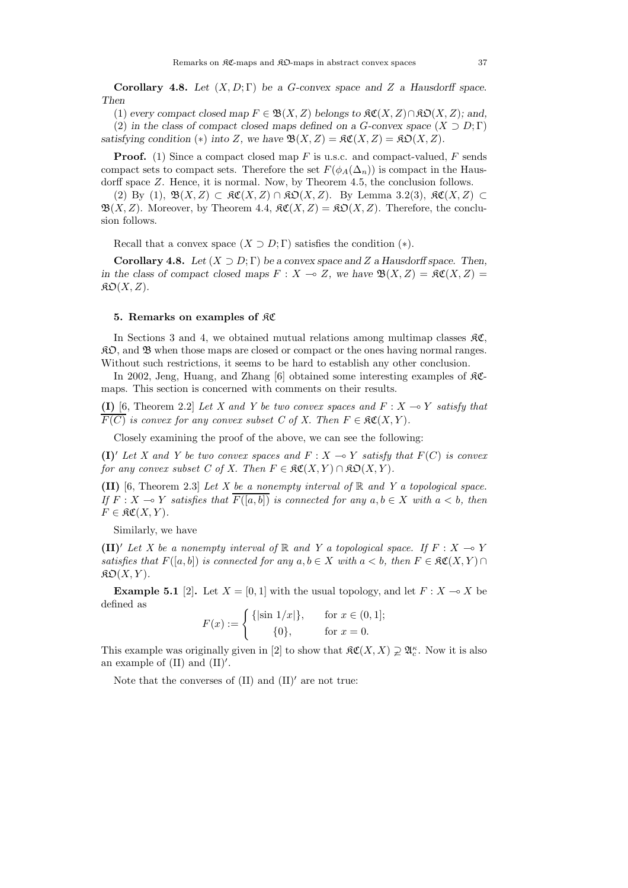**Corollary 4.8.** *Let $(X, D; \Gamma)$ be a G-convex space and $Z$ a Hausdorff space. Then*

(1) *every compact closed map $F \in \mathfrak{B}(X, Z)$ belongs to $\mathfrak{KC}(X, Z) \cap \mathfrak{KO}(X, Z)$; and,*

(2) *in the class of compact closed maps defined on a G-convex space $(X \supset D; \Gamma)$ satisfying condition $(*)$ into $Z$, we have $\mathfrak{B}(X, Z) = \mathfrak{KC}(X, Z) = \mathfrak{KO}(X, Z)$.*

**Proof.** (1) Since a compact closed map $F$ is u.s.c. and compact-valued, $F$ sends compact sets to compact sets. Therefore the set $F(\phi_A(\Delta_n))$ is compact in the Hausdorff space $Z$. Hence, it is normal. Now, by Theorem 4.5, the conclusion follows.

(2) By (1), $\mathfrak{B}(X, Z) \subset \mathfrak{KC}(X, Z) \cap \mathfrak{KO}(X, Z)$. By Lemma 3.2(3), $\mathfrak{KC}(X, Z) \subset \mathfrak{B}(X, Z)$. Moreover, by Theorem 4.4, $\mathfrak{KC}(X, Z) = \mathfrak{KO}(X, Z)$. Therefore, the conclusion follows.

Recall that a convex space $(X \supset D; \Gamma)$ satisfies the condition $(*)$.

**Corollary 4.8.** *Let $(X \supset D; \Gamma)$ be a convex space and $Z$ a Hausdorff space. Then, in the class of compact closed maps $F : X \multimap Z$, we have $\mathfrak{B}(X, Z) = \mathfrak{KC}(X, Z) = \mathfrak{KO}(X, Z)$.*

## 5. Remarks on examples of $\mathfrak{KC}$

In Sections 3 and 4, we obtained mutual relations among multimap classes $\mathfrak{KC}$, $\mathfrak{KO}$, and $\mathfrak{B}$ when those maps are closed or compact or the ones having normal ranges. Without such restrictions, it seems to be hard to establish any other conclusion.

In 2002, Jeng, Huang, and Zhang [6] obtained some interesting examples of $\mathfrak{KC}$-maps. This section is concerned with comments on their results.

**(I)** [6, Theorem 2.2] *Let $X$ and $Y$ be two convex spaces and $F : X \multimap Y$ satisfy that $\overline{F(C)}$ is convex for any convex subset $C$ of $X$. Then $F \in \mathfrak{KC}(X, Y)$.*

Closely examining the proof of the above, we can see the following:

**(I)$'$** *Let $X$ and $Y$ be two convex spaces and $F : X \multimap Y$ satisfy that $F(C)$ is convex for any convex subset $C$ of $X$. Then $F \in \mathfrak{KC}(X, Y) \cap \mathfrak{KO}(X, Y)$.*

**(II)** [6, Theorem 2.3] *Let $X$ be a nonempty interval of $\mathbb{R}$ and $Y$ a topological space. If $F : X \multimap Y$ satisfies that $\overline{F([a, b])}$ is connected for any $a, b \in X$ with $a < b$, then $F \in \mathfrak{KC}(X, Y)$.*

Similarly, we have

**(II)$'$** *Let $X$ be a nonempty interval of $\mathbb{R}$ and $Y$ a topological space. If $F : X \multimap Y$ satisfies that $F([a, b])$ is connected for any $a, b \in X$ with $a < b$, then $F \in \mathfrak{KC}(X, Y) \cap \mathfrak{KO}(X, Y)$.*

**Example 5.1** [2]**.** Let $X = [0, 1]$ with the usual topology, and let $F : X \multimap X$ be defined as

$$F(x) := \begin{cases} \{|\sin 1/x|\}, & \text{for } x \in (0, 1]; \\ \{0\}, & \text{for } x = 0. \end{cases}$$

This example was originally given in [2] to show that $\mathfrak{KC}(X, X) \supsetneq \mathfrak{A}_c^\kappa$. Now it is also an example of (II) and (II)$'$.

Note that the converses of (II) and (II)$'$ are not true: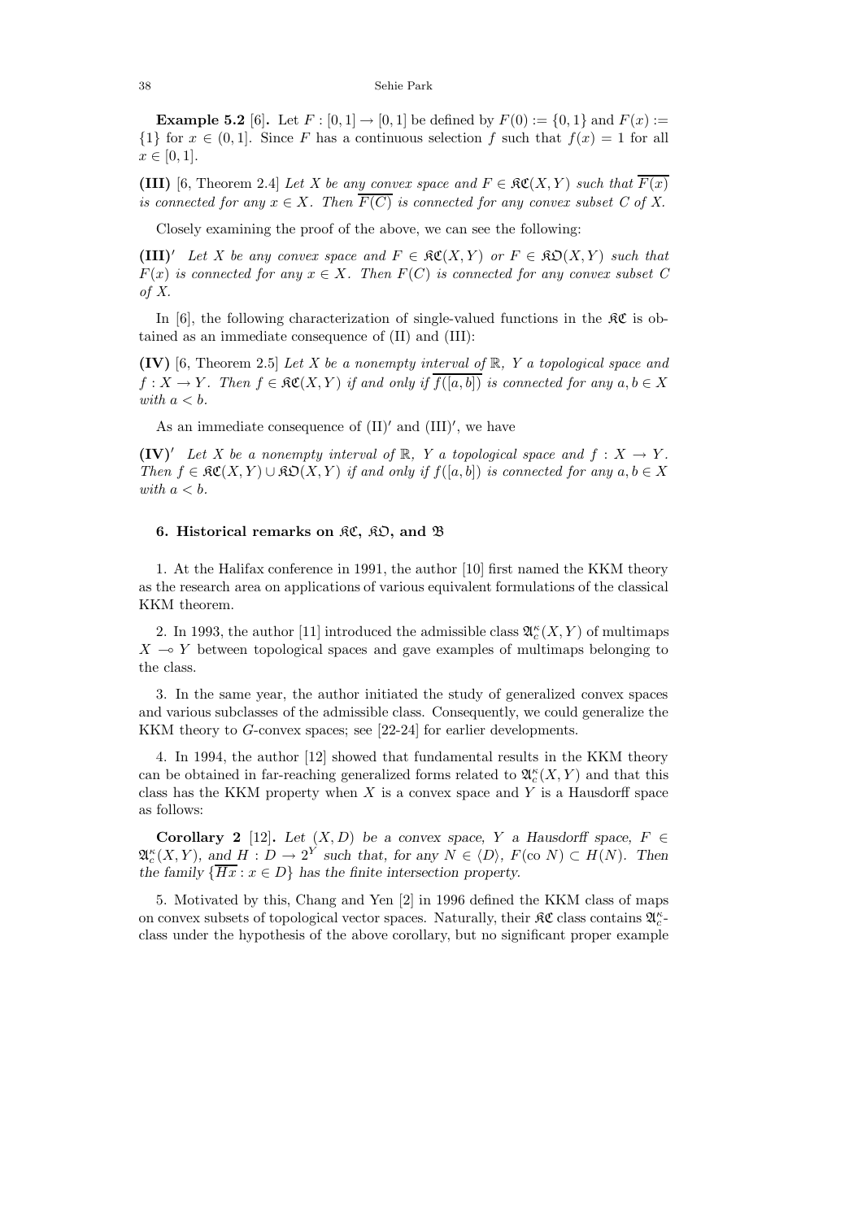**Example 5.2** [6]**.** Let $F : [0,1] \to [0,1]$ be defined by $F(0) := \{0,1\}$ and $F(x) := \{1\}$ for $x \in (0,1]$. Since $F$ has a continuous selection $f$ such that $f(x) = 1$ for all $x \in [0,1]$.

**(III)** [6, Theorem 2.4] *Let $X$ be any convex space and $F \in \mathfrak{KC}(X,Y)$ such that $\overline{F(x)}$ is connected for any $x \in X$. Then $\overline{F(C)}$ is connected for any convex subset $C$ of $X$.*

Closely examining the proof of the above, we can see the following:

**(III)$'$** *Let $X$ be any convex space and $F \in \mathfrak{KC}(X,Y)$ or $F \in \mathfrak{KO}(X,Y)$ such that $F(x)$ is connected for any $x \in X$. Then $F(C)$ is connected for any convex subset $C$ of $X$.*

In [6], the following characterization of single-valued functions in the $\mathfrak{KC}$ is obtained as an immediate consequence of (II) and (III):

**(IV)** [6, Theorem 2.5] *Let $X$ be a nonempty interval of $\mathbb{R}$, $Y$ a topological space and $f : X \to Y$. Then $f \in \mathfrak{KC}(X,Y)$ if and only if $\overline{f([a,b])}$ is connected for any $a, b \in X$ with $a < b$.*

As an immediate consequence of (II)$'$ and (III)$'$, we have

**(IV)$'$** *Let $X$ be a nonempty interval of $\mathbb{R}$, $Y$ a topological space and $f : X \to Y$. Then $f \in \mathfrak{KC}(X,Y) \cup \mathfrak{KO}(X,Y)$ if and only if $f([a,b])$ is connected for any $a, b \in X$ with $a < b$.*

## 6. Historical remarks on $\mathfrak{KC}$, $\mathfrak{KO}$, and $\mathfrak{B}$

1. At the Halifax conference in 1991, the author [10] first named the KKM theory as the research area on applications of various equivalent formulations of the classical KKM theorem.

2. In 1993, the author [11] introduced the admissible class $\mathfrak{A}_c^\kappa(X,Y)$ of multimaps $X \multimap Y$ between topological spaces and gave examples of multimaps belonging to the class.

3. In the same year, the author initiated the study of generalized convex spaces and various subclasses of the admissible class. Consequently, we could generalize the KKM theory to $G$-convex spaces; see [22-24] for earlier developments.

4. In 1994, the author [12] showed that fundamental results in the KKM theory can be obtained in far-reaching generalized forms related to $\mathfrak{A}_c^\kappa(X,Y)$ and that this class has the KKM property when $X$ is a convex space and $Y$ is a Hausdorff space as follows:

**Corollary 2** [12]**.** *Let $(X,D)$ be a convex space, $Y$ a Hausdorff space, $F \in \mathfrak{A}_c^\kappa(X,Y)$, and $H : D \to 2^Y$ such that, for any $N \in \langle D \rangle$, $F(\mathrm{co}\ N) \subset H(N)$. Then the family $\{\overline{Hx} : x \in D\}$ has the finite intersection property.*

5. Motivated by this, Chang and Yen [2] in 1996 defined the KKM class of maps on convex subsets of topological vector spaces. Naturally, their $\mathfrak{KC}$ class contains $\mathfrak{A}_c^\kappa$-class under the hypothesis of the above corollary, but no significant proper example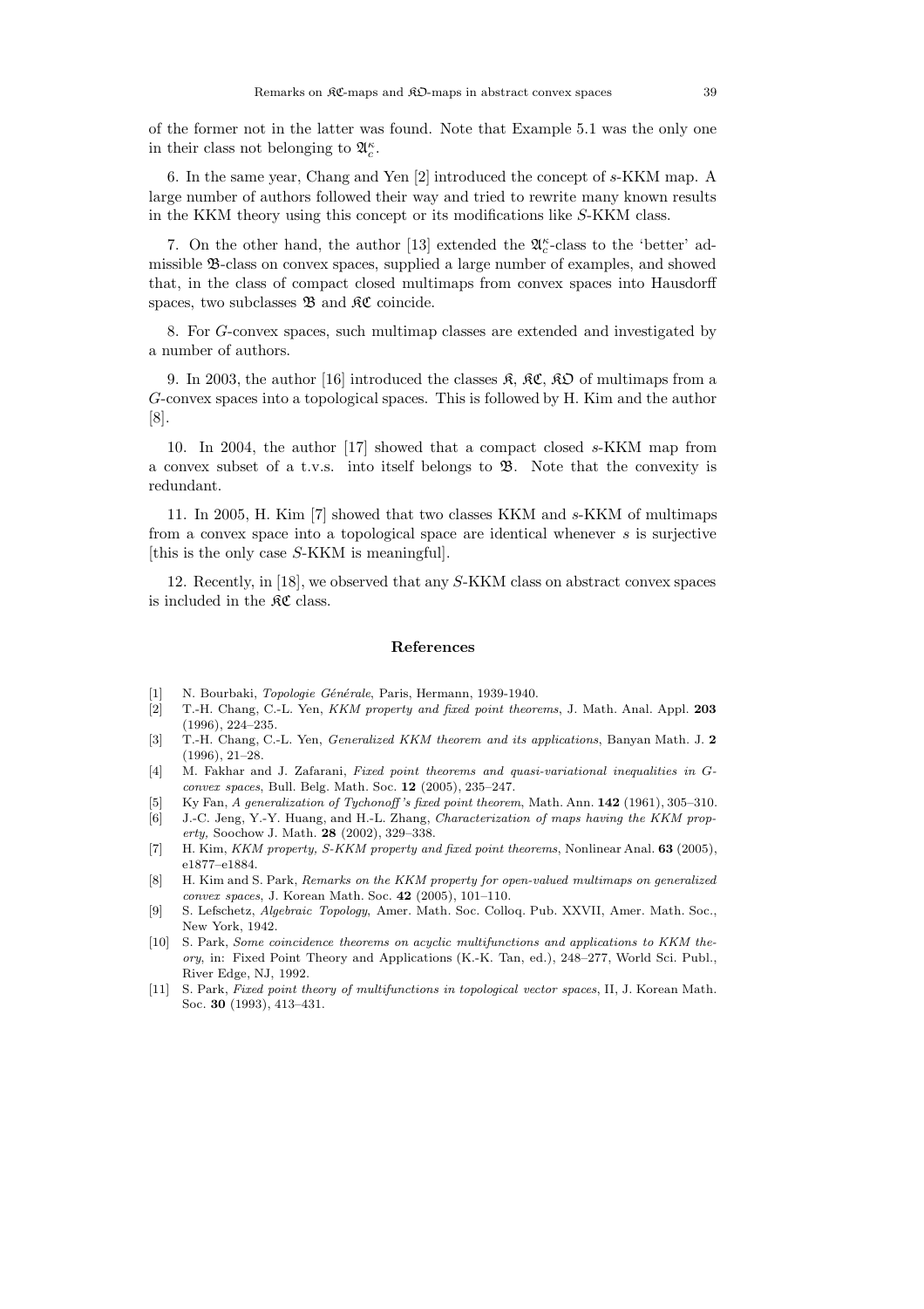of the former not in the latter was found. Note that Example 5.1 was the only one in their class not belonging to $\mathfrak{A}_c^\kappa$.

6. In the same year, Chang and Yen [2] introduced the concept of $s$-KKM map. A large number of authors followed their way and tried to rewrite many known results in the KKM theory using this concept or its modifications like $S$-KKM class.

7. On the other hand, the author [13] extended the $\mathfrak{A}_c^\kappa$-class to the 'better' admissible $\mathfrak{B}$-class on convex spaces, supplied a large number of examples, and showed that, in the class of compact closed multimaps from convex spaces into Hausdorff spaces, two subclasses $\mathfrak{B}$ and $\mathfrak{KC}$ coincide.

8. For $G$-convex spaces, such multimap classes are extended and investigated by a number of authors.

9. In 2003, the author [16] introduced the classes $\mathfrak{K}$, $\mathfrak{KC}$, $\mathfrak{KO}$ of multimaps from a $G$-convex spaces into a topological spaces. This is followed by H. Kim and the author [8].

10. In 2004, the author [17] showed that a compact closed $s$-KKM map from a convex subset of a t.v.s. into itself belongs to $\mathfrak{B}$. Note that the convexity is redundant.

11. In 2005, H. Kim [7] showed that two classes KKM and $s$-KKM of multimaps from a convex space into a topological space are identical whenever $s$ is surjective [this is the only case $S$-KKM is meaningful].

12. Recently, in [18], we observed that any $S$-KKM class on abstract convex spaces is included in the $\mathfrak{KC}$ class.

## References

[1] N. Bourbaki, *Topologie Générale*, Paris, Hermann, 1939-1940.

[2] T.-H. Chang, C.-L. Yen, *KKM property and fixed point theorems*, J. Math. Anal. Appl. **203** (1996), 224–235.

[3] T.-H. Chang, C.-L. Yen, *Generalized KKM theorem and its applications*, Banyan Math. J. **2** (1996), 21–28.

[4] M. Fakhar and J. Zafarani, *Fixed point theorems and quasi-variational inequalities in G-convex spaces*, Bull. Belg. Math. Soc. **12** (2005), 235–247.

[5] Ky Fan, *A generalization of Tychonoff's fixed point theorem*, Math. Ann. **142** (1961), 305–310.

[6] J.-C. Jeng, Y.-Y. Huang, and H.-L. Zhang, *Characterization of maps having the KKM property*, Soochow J. Math. **28** (2002), 329–338.

[7] H. Kim, *KKM property, S-KKM property and fixed point theorems*, Nonlinear Anal. **63** (2005), e1877–e1884.

[8] H. Kim and S. Park, *Remarks on the KKM property for open-valued multimaps on generalized convex spaces*, J. Korean Math. Soc. **42** (2005), 101–110.

[9] S. Lefschetz, *Algebraic Topology*, Amer. Math. Soc. Colloq. Pub. XXVII, Amer. Math. Soc., New York, 1942.

[10] S. Park, *Some coincidence theorems on acyclic multifunctions and applications to KKM theory*, in: Fixed Point Theory and Applications (K.-K. Tan, ed.), 248–277, World Sci. Publ., River Edge, NJ, 1992.

[11] S. Park, *Fixed point theory of multifunctions in topological vector spaces*, II, J. Korean Math. Soc. **30** (1993), 413–431.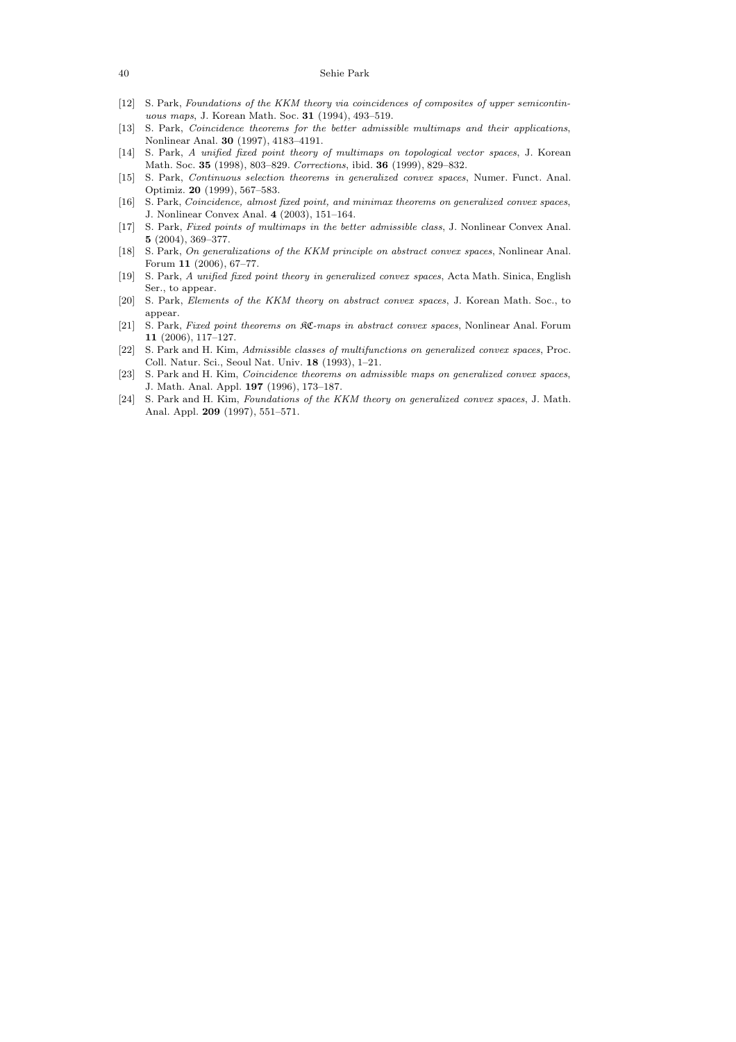[12] S. Park, *Foundations of the KKM theory via coincidences of composites of upper semicontinuous maps*, J. Korean Math. Soc. **31** (1994), 493–519.

[13] S. Park, *Coincidence theorems for the better admissible multimaps and their applications*, Nonlinear Anal. **30** (1997), 4183–4191.

[14] S. Park, *A unified fixed point theory of multimaps on topological vector spaces*, J. Korean Math. Soc. **35** (1998), 803–829. *Corrections*, ibid. **36** (1999), 829–832.

[15] S. Park, *Continuous selection theorems in generalized convex spaces*, Numer. Funct. Anal. Optimiz. **20** (1999), 567–583.

[16] S. Park, *Coincidence, almost fixed point, and minimax theorems on generalized convex spaces*, J. Nonlinear Convex Anal. **4** (2003), 151–164.

[17] S. Park, *Fixed points of multimaps in the better admissible class*, J. Nonlinear Convex Anal. **5** (2004), 369–377.

[18] S. Park, *On generalizations of the KKM principle on abstract convex spaces*, Nonlinear Anal. Forum **11** (2006), 67–77.

[19] S. Park, *A unified fixed point theory in generalized convex spaces*, Acta Math. Sinica, English Ser., to appear.

[20] S. Park, *Elements of the KKM theory on abstract convex spaces*, J. Korean Math. Soc., to appear.

[21] S. Park, *Fixed point theorems on $\mathfrak{KC}$-maps in abstract convex spaces*, Nonlinear Anal. Forum **11** (2006), 117–127.

[22] S. Park and H. Kim, *Admissible classes of multifunctions on generalized convex spaces*, Proc. Coll. Natur. Sci., Seoul Nat. Univ. **18** (1993), 1–21.

[23] S. Park and H. Kim, *Coincidence theorems on admissible maps on generalized convex spaces*, J. Math. Anal. Appl. **197** (1996), 173–187.

[24] S. Park and H. Kim, *Foundations of the KKM theory on generalized convex spaces*, J. Math. Anal. Appl. **209** (1997), 551–571.